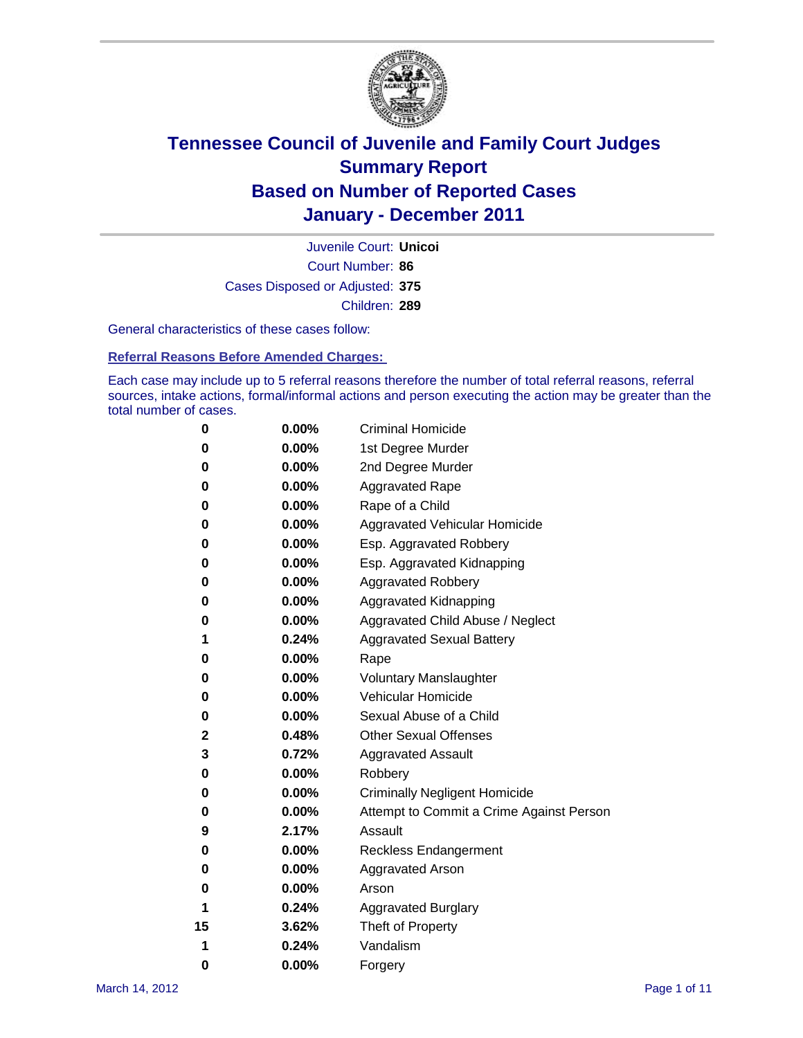# Tennessee Council of Juvenile and Family Court Judges
# Summary Report
# Based on Number of Reported Cases
# January - December 2011

Juvenile Court: **Unicoi**

Court Number: **86**

Cases Disposed or Adjusted: **375**

Children: **289**

General characteristics of these cases follow:

## Referral Reasons Before Amended Charges:

Each case may include up to 5 referral reasons therefore the number of total referral reasons, referral sources, intake actions, formal/informal actions and person executing the action may be greater than the total number of cases.

| Count | Percent | Referral Reason |
|---|---|---|
| 0 | 0.00% | Criminal Homicide |
| 0 | 0.00% | 1st Degree Murder |
| 0 | 0.00% | 2nd Degree Murder |
| 0 | 0.00% | Aggravated Rape |
| 0 | 0.00% | Rape of a Child |
| 0 | 0.00% | Aggravated Vehicular Homicide |
| 0 | 0.00% | Esp. Aggravated Robbery |
| 0 | 0.00% | Esp. Aggravated Kidnapping |
| 0 | 0.00% | Aggravated Robbery |
| 0 | 0.00% | Aggravated Kidnapping |
| 0 | 0.00% | Aggravated Child Abuse / Neglect |
| 1 | 0.24% | Aggravated Sexual Battery |
| 0 | 0.00% | Rape |
| 0 | 0.00% | Voluntary Manslaughter |
| 0 | 0.00% | Vehicular Homicide |
| 0 | 0.00% | Sexual Abuse of a Child |
| 2 | 0.48% | Other Sexual Offenses |
| 3 | 0.72% | Aggravated Assault |
| 0 | 0.00% | Robbery |
| 0 | 0.00% | Criminally Negligent Homicide |
| 0 | 0.00% | Attempt to Commit a Crime Against Person |
| 9 | 2.17% | Assault |
| 0 | 0.00% | Reckless Endangerment |
| 0 | 0.00% | Aggravated Arson |
| 0 | 0.00% | Arson |
| 1 | 0.24% | Aggravated Burglary |
| 15 | 3.62% | Theft of Property |
| 1 | 0.24% | Vandalism |
| 0 | 0.00% | Forgery |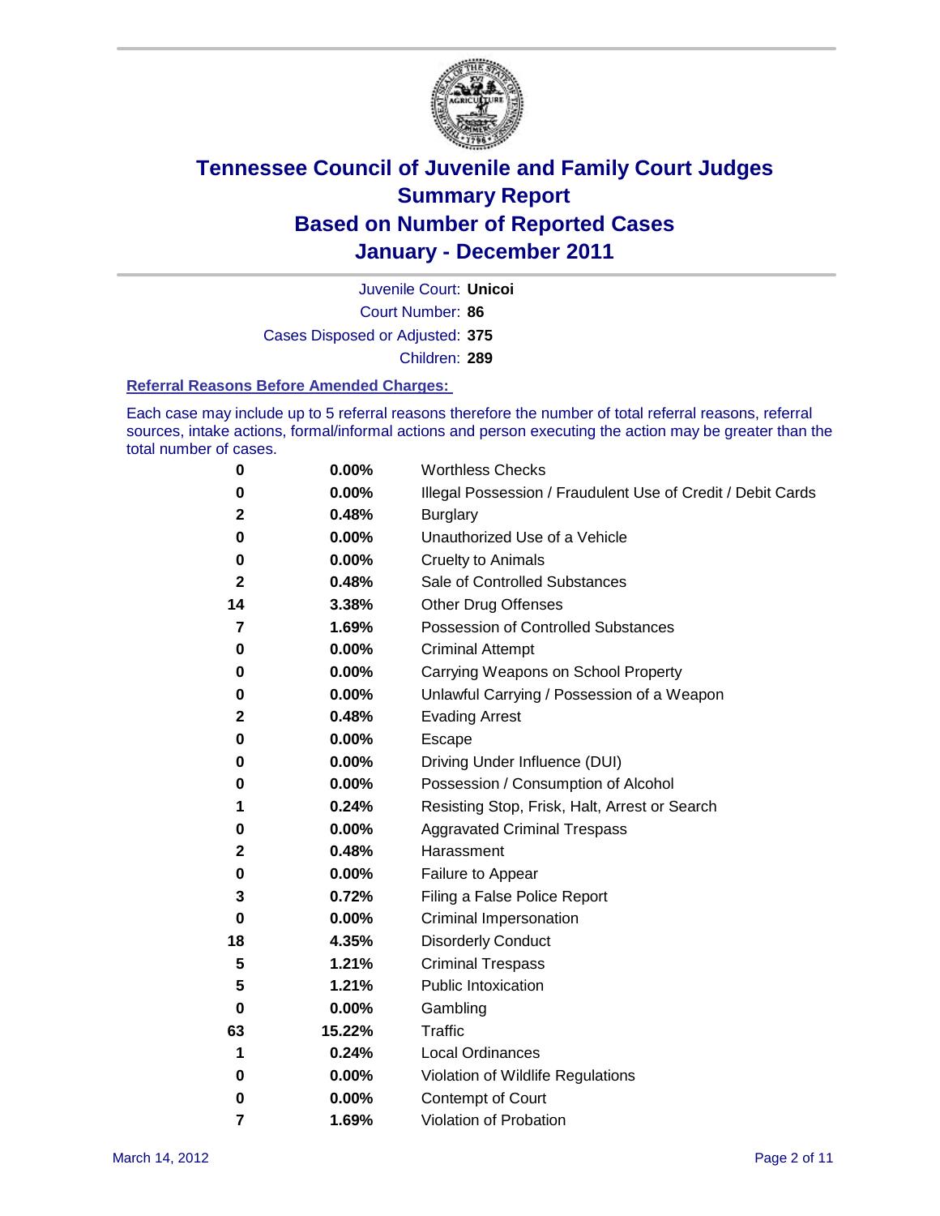# Tennessee Council of Juvenile and Family Court Judges
## Summary Report
## Based on Number of Reported Cases
## January - December 2011

Juvenile Court: **Unicoi**

Court Number: **86**

Cases Disposed or Adjusted: **375**

Children: **289**

### Referral Reasons Before Amended Charges:

Each case may include up to 5 referral reasons therefore the number of total referral reasons, referral sources, intake actions, formal/informal actions and person executing the action may be greater than the total number of cases.

| Count | Percent | Referral Reason |
|---|---|---|
| 0 | 0.00% | Worthless Checks |
| 0 | 0.00% | Illegal Possession / Fraudulent Use of Credit / Debit Cards |
| 2 | 0.48% | Burglary |
| 0 | 0.00% | Unauthorized Use of a Vehicle |
| 0 | 0.00% | Cruelty to Animals |
| 2 | 0.48% | Sale of Controlled Substances |
| 14 | 3.38% | Other Drug Offenses |
| 7 | 1.69% | Possession of Controlled Substances |
| 0 | 0.00% | Criminal Attempt |
| 0 | 0.00% | Carrying Weapons on School Property |
| 0 | 0.00% | Unlawful Carrying / Possession of a Weapon |
| 2 | 0.48% | Evading Arrest |
| 0 | 0.00% | Escape |
| 0 | 0.00% | Driving Under Influence (DUI) |
| 0 | 0.00% | Possession / Consumption of Alcohol |
| 1 | 0.24% | Resisting Stop, Frisk, Halt, Arrest or Search |
| 0 | 0.00% | Aggravated Criminal Trespass |
| 2 | 0.48% | Harassment |
| 0 | 0.00% | Failure to Appear |
| 3 | 0.72% | Filing a False Police Report |
| 0 | 0.00% | Criminal Impersonation |
| 18 | 4.35% | Disorderly Conduct |
| 5 | 1.21% | Criminal Trespass |
| 5 | 1.21% | Public Intoxication |
| 0 | 0.00% | Gambling |
| 63 | 15.22% | Traffic |
| 1 | 0.24% | Local Ordinances |
| 0 | 0.00% | Violation of Wildlife Regulations |
| 0 | 0.00% | Contempt of Court |
| 7 | 1.69% | Violation of Probation |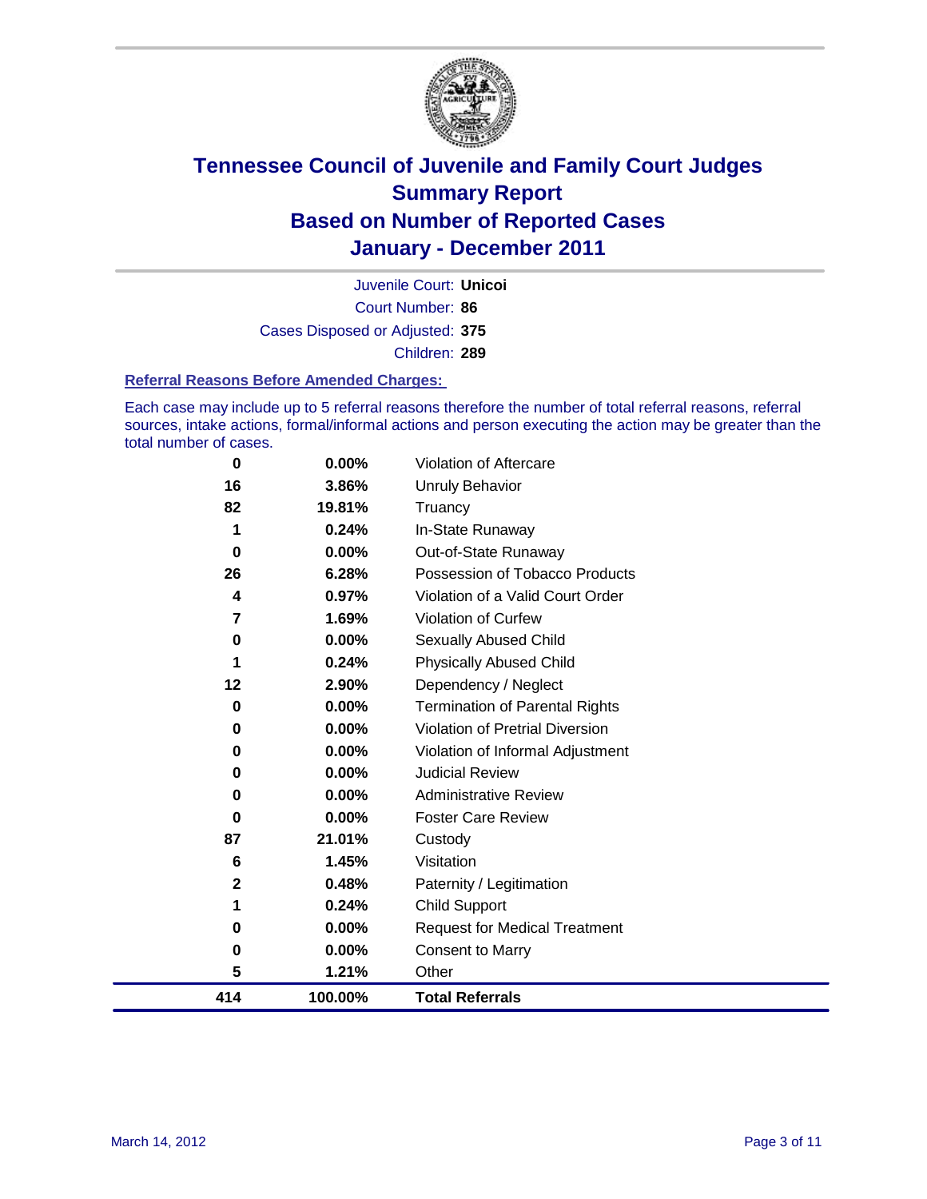# Tennessee Council of Juvenile and Family Court Judges
## Summary Report
## Based on Number of Reported Cases
## January - December 2011

Juvenile Court: **Unicoi**
Court Number: **86**
Cases Disposed or Adjusted: **375**
Children: **289**

### Referral Reasons Before Amended Charges:

Each case may include up to 5 referral reasons therefore the number of total referral reasons, referral sources, intake actions, formal/informal actions and person executing the action may be greater than the total number of cases.

| | | |
|---|---|---|
| 0 | 0.00% | Violation of Aftercare |
| 16 | 3.86% | Unruly Behavior |
| 82 | 19.81% | Truancy |
| 1 | 0.24% | In-State Runaway |
| 0 | 0.00% | Out-of-State Runaway |
| 26 | 6.28% | Possession of Tobacco Products |
| 4 | 0.97% | Violation of a Valid Court Order |
| 7 | 1.69% | Violation of Curfew |
| 0 | 0.00% | Sexually Abused Child |
| 1 | 0.24% | Physically Abused Child |
| 12 | 2.90% | Dependency / Neglect |
| 0 | 0.00% | Termination of Parental Rights |
| 0 | 0.00% | Violation of Pretrial Diversion |
| 0 | 0.00% | Violation of Informal Adjustment |
| 0 | 0.00% | Judicial Review |
| 0 | 0.00% | Administrative Review |
| 0 | 0.00% | Foster Care Review |
| 87 | 21.01% | Custody |
| 6 | 1.45% | Visitation |
| 2 | 0.48% | Paternity / Legitimation |
| 1 | 0.24% | Child Support |
| 0 | 0.00% | Request for Medical Treatment |
| 0 | 0.00% | Consent to Marry |
| 5 | 1.21% | Other |
| **414** | **100.00%** | **Total Referrals** |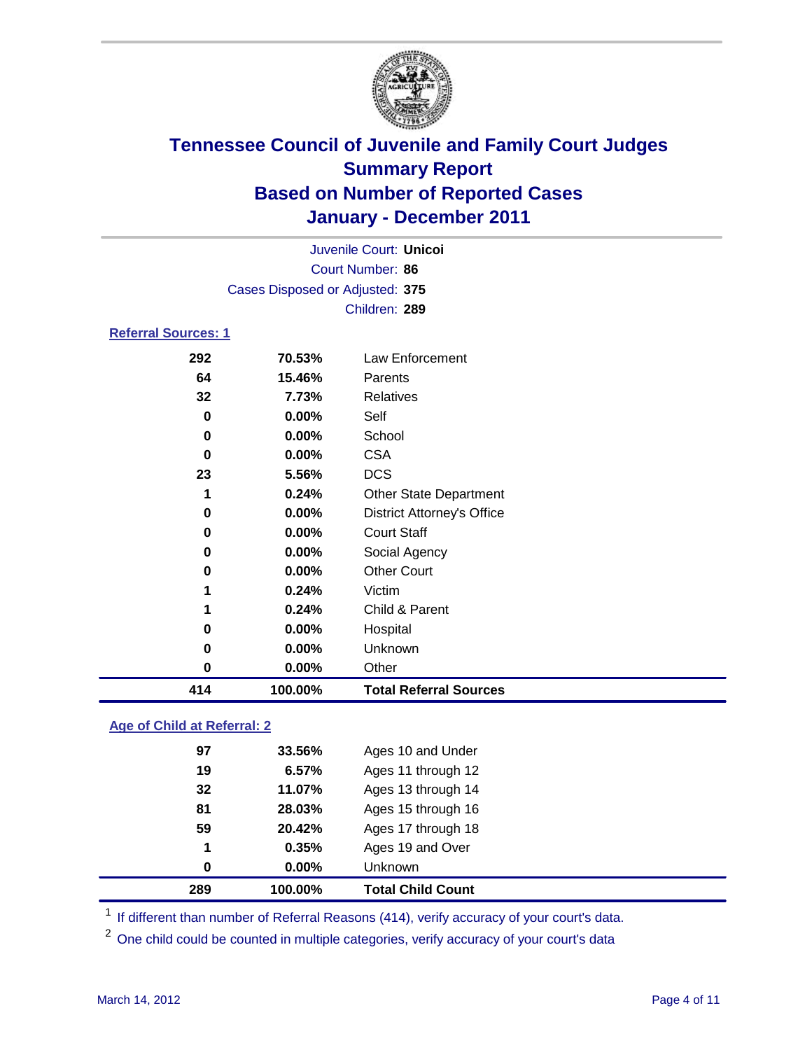# Tennessee Council of Juvenile and Family Court Judges
## Summary Report
## Based on Number of Reported Cases
## January - December 2011

Juvenile Court: **Unicoi**
Court Number: **86**
Cases Disposed or Adjusted: **375**
Children: **289**

### Referral Sources: 1

| | | |
|---|---|---|
| 292 | 70.53% | Law Enforcement |
| 64 | 15.46% | Parents |
| 32 | 7.73% | Relatives |
| 0 | 0.00% | Self |
| 0 | 0.00% | School |
| 0 | 0.00% | CSA |
| 23 | 5.56% | DCS |
| 1 | 0.24% | Other State Department |
| 0 | 0.00% | District Attorney's Office |
| 0 | 0.00% | Court Staff |
| 0 | 0.00% | Social Agency |
| 0 | 0.00% | Other Court |
| 1 | 0.24% | Victim |
| 1 | 0.24% | Child & Parent |
| 0 | 0.00% | Hospital |
| 0 | 0.00% | Unknown |
| 0 | 0.00% | Other |
| **414** | **100.00%** | **Total Referral Sources** |

### Age of Child at Referral: 2

| | | |
|---|---|---|
| 97 | 33.56% | Ages 10 and Under |
| 19 | 6.57% | Ages 11 through 12 |
| 32 | 11.07% | Ages 13 through 14 |
| 81 | 28.03% | Ages 15 through 16 |
| 59 | 20.42% | Ages 17 through 18 |
| 1 | 0.35% | Ages 19 and Over |
| 0 | 0.00% | Unknown |
| **289** | **100.00%** | **Total Child Count** |

[1] If different than number of Referral Reasons (414), verify accuracy of your court's data.

[2] One child could be counted in multiple categories, verify accuracy of your court's data

March 14, 2012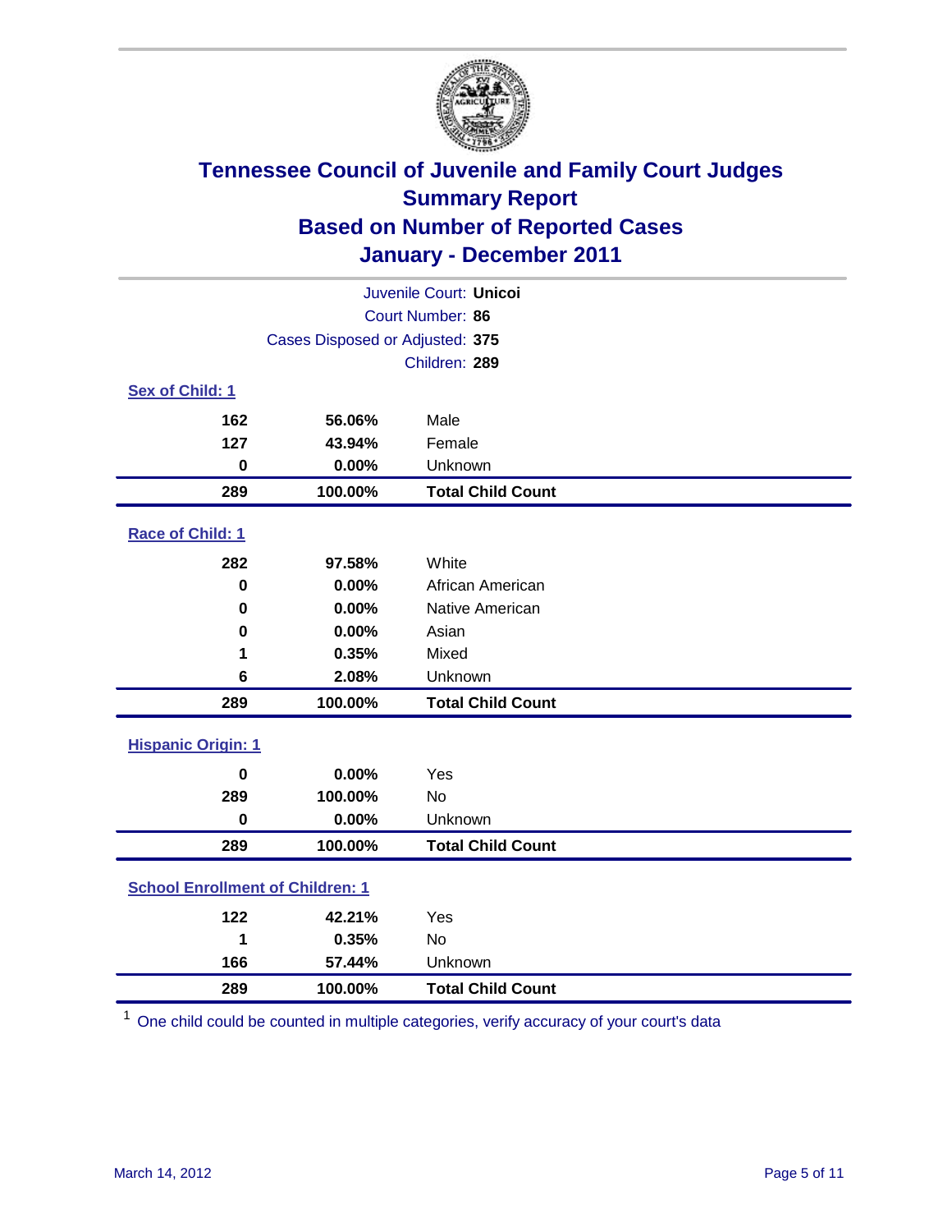# Tennessee Council of Juvenile and Family Court Judges
## Summary Report
## Based on Number of Reported Cases
## January - December 2011

Juvenile Court: **Unicoi**
Court Number: **86**
Cases Disposed or Adjusted: **375**
Children: **289**

### Sex of Child: 1

| | | |
|---|---|---|
| 162 | 56.06% | Male |
| 127 | 43.94% | Female |
| 0 | 0.00% | Unknown |
| **289** | **100.00%** | **Total Child Count** |

### Race of Child: 1

| | | |
|---|---|---|
| 282 | 97.58% | White |
| 0 | 0.00% | African American |
| 0 | 0.00% | Native American |
| 0 | 0.00% | Asian |
| 1 | 0.35% | Mixed |
| 6 | 2.08% | Unknown |
| **289** | **100.00%** | **Total Child Count** |

### Hispanic Origin: 1

| | | |
|---|---|---|
| 0 | 0.00% | Yes |
| 289 | 100.00% | No |
| 0 | 0.00% | Unknown |
| **289** | **100.00%** | **Total Child Count** |

### School Enrollment of Children: 1

| | | |
|---|---|---|
| 122 | 42.21% | Yes |
| 1 | 0.35% | No |
| 166 | 57.44% | Unknown |
| **289** | **100.00%** | **Total Child Count** |

[1] One child could be counted in multiple categories, verify accuracy of your court's data

March 14, 2012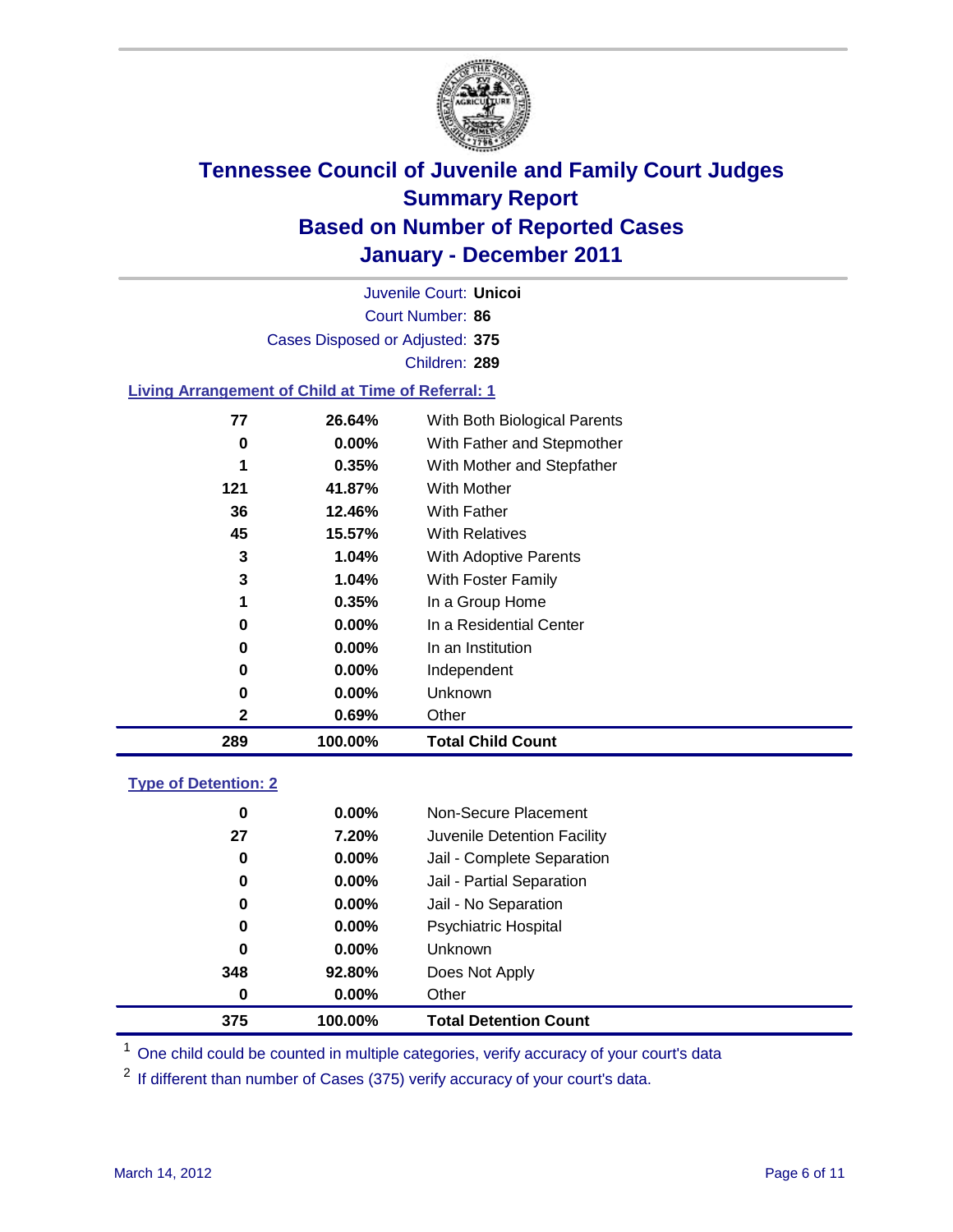# Tennessee Council of Juvenile and Family Court Judges
## Summary Report
## Based on Number of Reported Cases
## January - December 2011

Juvenile Court: **Unicoi**
Court Number: **86**
Cases Disposed or Adjusted: **375**
Children: **289**

### Living Arrangement of Child at Time of Referral: 1

| Count | Percent | Category |
|---|---|---|
| 77 | 26.64% | With Both Biological Parents |
| 0 | 0.00% | With Father and Stepmother |
| 1 | 0.35% | With Mother and Stepfather |
| 121 | 41.87% | With Mother |
| 36 | 12.46% | With Father |
| 45 | 15.57% | With Relatives |
| 3 | 1.04% | With Adoptive Parents |
| 3 | 1.04% | With Foster Family |
| 1 | 0.35% | In a Group Home |
| 0 | 0.00% | In a Residential Center |
| 0 | 0.00% | In an Institution |
| 0 | 0.00% | Independent |
| 0 | 0.00% | Unknown |
| 2 | 0.69% | Other |
| **289** | **100.00%** | **Total Child Count** |

### Type of Detention: 2

| Count | Percent | Category |
|---|---|---|
| 0 | 0.00% | Non-Secure Placement |
| 27 | 7.20% | Juvenile Detention Facility |
| 0 | 0.00% | Jail - Complete Separation |
| 0 | 0.00% | Jail - Partial Separation |
| 0 | 0.00% | Jail - No Separation |
| 0 | 0.00% | Psychiatric Hospital |
| 0 | 0.00% | Unknown |
| 348 | 92.80% | Does Not Apply |
| 0 | 0.00% | Other |
| **375** | **100.00%** | **Total Detention Count** |

[1] One child could be counted in multiple categories, verify accuracy of your court's data

[2] If different than number of Cases (375) verify accuracy of your court's data.

March 14, 2012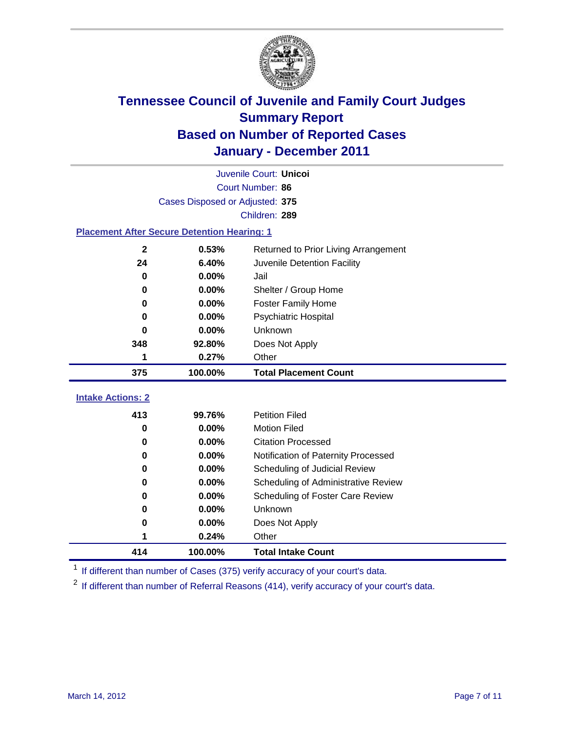# Tennessee Council of Juvenile and Family Court Judges
## Summary Report
## Based on Number of Reported Cases
## January - December 2011

Juvenile Court: **Unicoi**

Court Number: **86**

Cases Disposed or Adjusted: **375**

Children: **289**

### Placement After Secure Detention Hearing: 1

| Count | Percent | Placement |
|---|---|---|
| 2 | 0.53% | Returned to Prior Living Arrangement |
| 24 | 6.40% | Juvenile Detention Facility |
| 0 | 0.00% | Jail |
| 0 | 0.00% | Shelter / Group Home |
| 0 | 0.00% | Foster Family Home |
| 0 | 0.00% | Psychiatric Hospital |
| 0 | 0.00% | Unknown |
| 348 | 92.80% | Does Not Apply |
| 1 | 0.27% | Other |
| **375** | **100.00%** | **Total Placement Count** |

### Intake Actions: 2

| Count | Percent | Intake Action |
|---|---|---|
| 413 | 99.76% | Petition Filed |
| 0 | 0.00% | Motion Filed |
| 0 | 0.00% | Citation Processed |
| 0 | 0.00% | Notification of Paternity Processed |
| 0 | 0.00% | Scheduling of Judicial Review |
| 0 | 0.00% | Scheduling of Administrative Review |
| 0 | 0.00% | Scheduling of Foster Care Review |
| 0 | 0.00% | Unknown |
| 0 | 0.00% | Does Not Apply |
| 1 | 0.24% | Other |
| **414** | **100.00%** | **Total Intake Count** |

[1] If different than number of Cases (375) verify accuracy of your court's data.

[2] If different than number of Referral Reasons (414), verify accuracy of your court's data.

March 14, 2012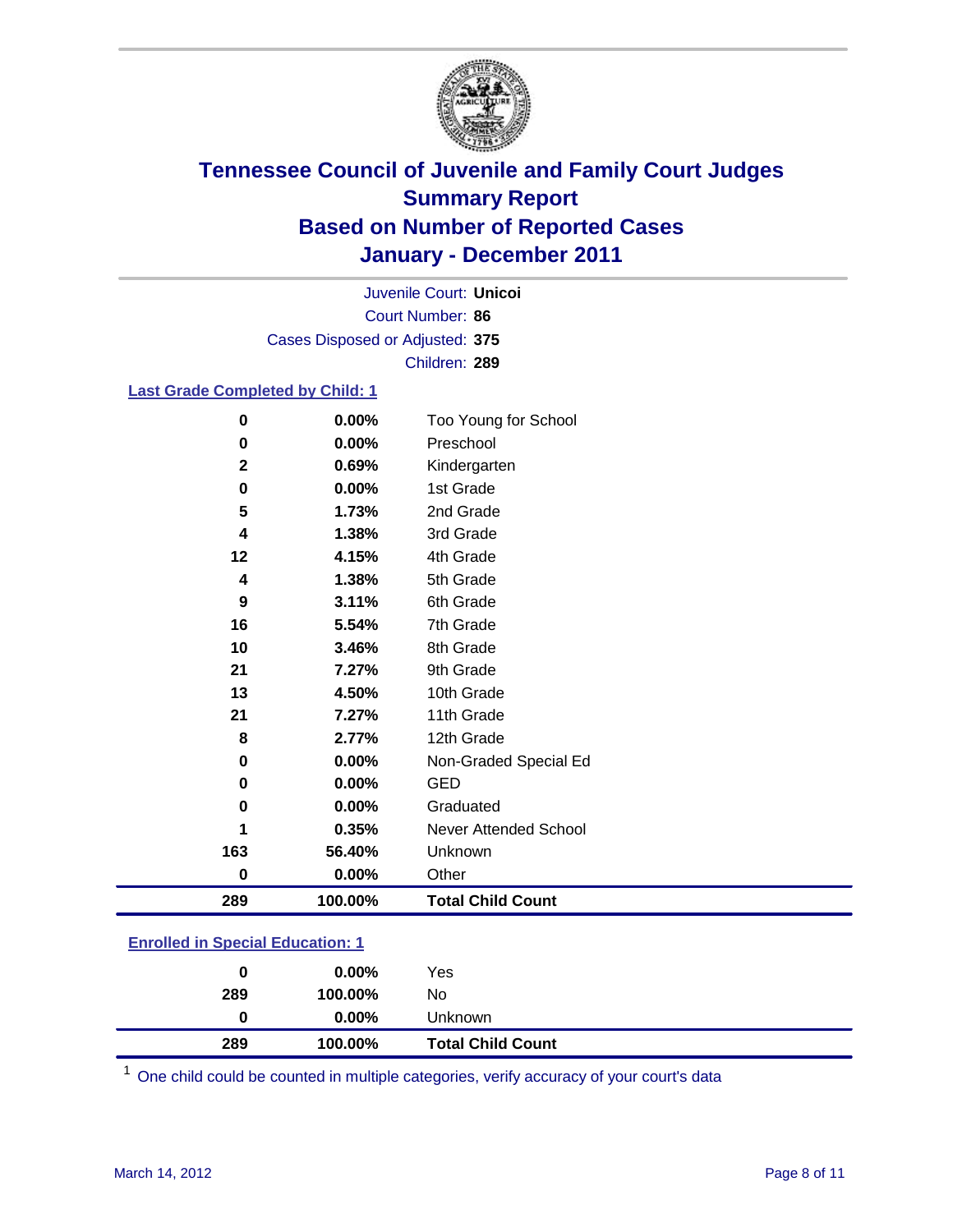# Tennessee Council of Juvenile and Family Court Judges
## Summary Report
## Based on Number of Reported Cases
## January - December 2011

Juvenile Court: **Unicoi**
Court Number: **86**
Cases Disposed or Adjusted: **375**
Children: **289**

### Last Grade Completed by Child: 1

| | | |
|---|---|---|
| 0 | 0.00% | Too Young for School |
| 0 | 0.00% | Preschool |
| 2 | 0.69% | Kindergarten |
| 0 | 0.00% | 1st Grade |
| 5 | 1.73% | 2nd Grade |
| 4 | 1.38% | 3rd Grade |
| 12 | 4.15% | 4th Grade |
| 4 | 1.38% | 5th Grade |
| 9 | 3.11% | 6th Grade |
| 16 | 5.54% | 7th Grade |
| 10 | 3.46% | 8th Grade |
| 21 | 7.27% | 9th Grade |
| 13 | 4.50% | 10th Grade |
| 21 | 7.27% | 11th Grade |
| 8 | 2.77% | 12th Grade |
| 0 | 0.00% | Non-Graded Special Ed |
| 0 | 0.00% | GED |
| 0 | 0.00% | Graduated |
| 1 | 0.35% | Never Attended School |
| 163 | 56.40% | Unknown |
| 0 | 0.00% | Other |
| **289** | **100.00%** | **Total Child Count** |

### Enrolled in Special Education: 1

| | | |
|---|---|---|
| 0 | 0.00% | Yes |
| 289 | 100.00% | No |
| 0 | 0.00% | Unknown |
| **289** | **100.00%** | **Total Child Count** |

[1] One child could be counted in multiple categories, verify accuracy of your court's data

March 14, 2012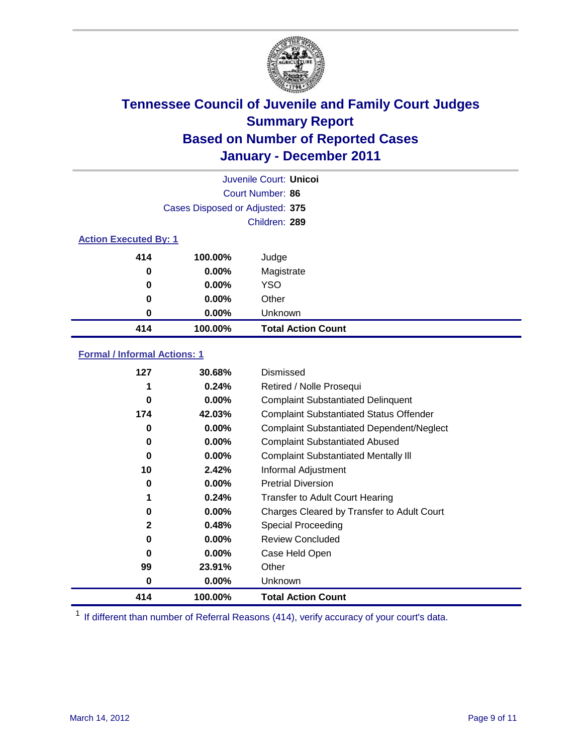# Tennessee Council of Juvenile and Family Court Judges
## Summary Report
## Based on Number of Reported Cases
## January - December 2011

Juvenile Court: **Unicoi**
Court Number: **86**
Cases Disposed or Adjusted: **375**
Children: **289**

### Action Executed By: 1

| | | |
|---|---|---|
| 414 | 100.00% | Judge |
| 0 | 0.00% | Magistrate |
| 0 | 0.00% | YSO |
| 0 | 0.00% | Other |
| 0 | 0.00% | Unknown |
| **414** | **100.00%** | **Total Action Count** |

### Formal / Informal Actions: 1

| | | |
|---|---|---|
| 127 | 30.68% | Dismissed |
| 1 | 0.24% | Retired / Nolle Prosequi |
| 0 | 0.00% | Complaint Substantiated Delinquent |
| 174 | 42.03% | Complaint Substantiated Status Offender |
| 0 | 0.00% | Complaint Substantiated Dependent/Neglect |
| 0 | 0.00% | Complaint Substantiated Abused |
| 0 | 0.00% | Complaint Substantiated Mentally Ill |
| 10 | 2.42% | Informal Adjustment |
| 0 | 0.00% | Pretrial Diversion |
| 1 | 0.24% | Transfer to Adult Court Hearing |
| 0 | 0.00% | Charges Cleared by Transfer to Adult Court |
| 2 | 0.48% | Special Proceeding |
| 0 | 0.00% | Review Concluded |
| 0 | 0.00% | Case Held Open |
| 99 | 23.91% | Other |
| 0 | 0.00% | Unknown |
| **414** | **100.00%** | **Total Action Count** |

[1] If different than number of Referral Reasons (414), verify accuracy of your court's data.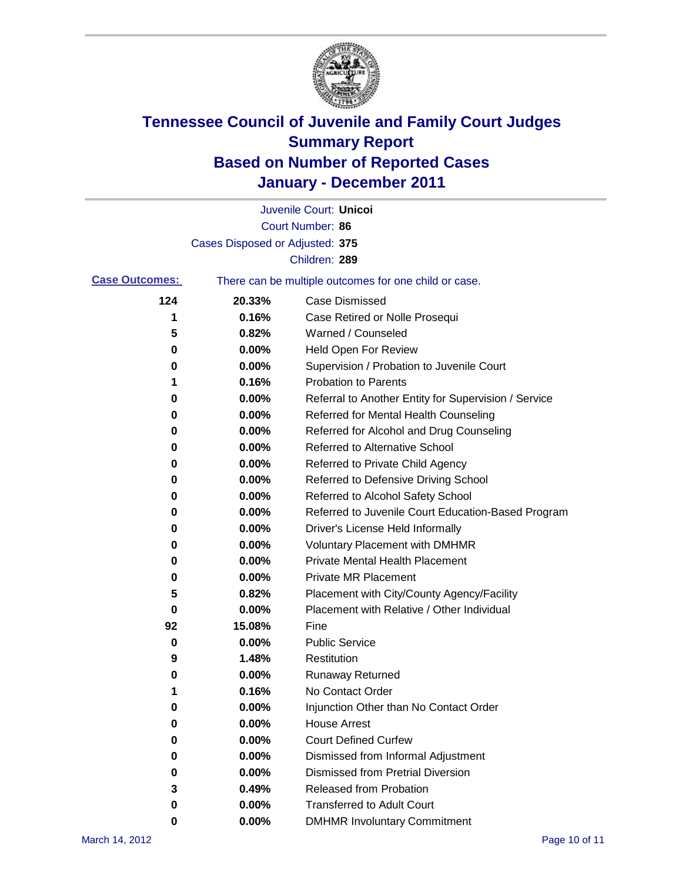# Tennessee Council of Juvenile and Family Court Judges
# Summary Report
# Based on Number of Reported Cases
# January - December 2011

Juvenile Court: **Unicoi**

Court Number: **86**

Cases Disposed or Adjusted: **375**

Children: **289**

**Case Outcomes:** There can be multiple outcomes for one child or case.

| | | |
|---|---|---|
| **124** | **20.33%** | Case Dismissed |
| **1** | **0.16%** | Case Retired or Nolle Prosequi |
| **5** | **0.82%** | Warned / Counseled |
| **0** | **0.00%** | Held Open For Review |
| **0** | **0.00%** | Supervision / Probation to Juvenile Court |
| **1** | **0.16%** | Probation to Parents |
| **0** | **0.00%** | Referral to Another Entity for Supervision / Service |
| **0** | **0.00%** | Referred for Mental Health Counseling |
| **0** | **0.00%** | Referred for Alcohol and Drug Counseling |
| **0** | **0.00%** | Referred to Alternative School |
| **0** | **0.00%** | Referred to Private Child Agency |
| **0** | **0.00%** | Referred to Defensive Driving School |
| **0** | **0.00%** | Referred to Alcohol Safety School |
| **0** | **0.00%** | Referred to Juvenile Court Education-Based Program |
| **0** | **0.00%** | Driver's License Held Informally |
| **0** | **0.00%** | Voluntary Placement with DMHMR |
| **0** | **0.00%** | Private Mental Health Placement |
| **0** | **0.00%** | Private MR Placement |
| **5** | **0.82%** | Placement with City/County Agency/Facility |
| **0** | **0.00%** | Placement with Relative / Other Individual |
| **92** | **15.08%** | Fine |
| **0** | **0.00%** | Public Service |
| **9** | **1.48%** | Restitution |
| **0** | **0.00%** | Runaway Returned |
| **1** | **0.16%** | No Contact Order |
| **0** | **0.00%** | Injunction Other than No Contact Order |
| **0** | **0.00%** | House Arrest |
| **0** | **0.00%** | Court Defined Curfew |
| **0** | **0.00%** | Dismissed from Informal Adjustment |
| **0** | **0.00%** | Dismissed from Pretrial Diversion |
| **3** | **0.49%** | Released from Probation |
| **0** | **0.00%** | Transferred to Adult Court |
| **0** | **0.00%** | DMHMR Involuntary Commitment |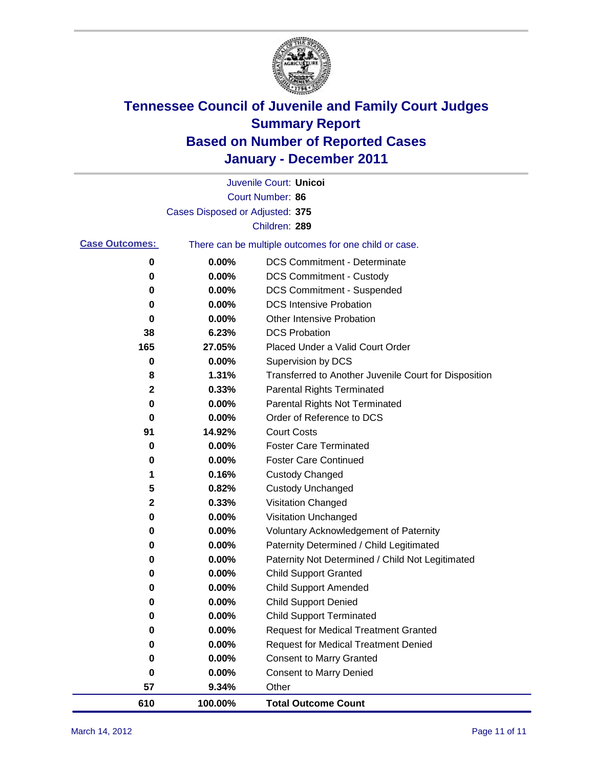# Tennessee Council of Juvenile and Family Court Judges
## Summary Report
## Based on Number of Reported Cases
## January - December 2011

Juvenile Court: **Unicoi**
Court Number: **86**
Cases Disposed or Adjusted: **375**
Children: **289**

**Case Outcomes:** There can be multiple outcomes for one child or case.

| | | |
|---|---|---|
| 0 | 0.00% | DCS Commitment - Determinate |
| 0 | 0.00% | DCS Commitment - Custody |
| 0 | 0.00% | DCS Commitment - Suspended |
| 0 | 0.00% | DCS Intensive Probation |
| 0 | 0.00% | Other Intensive Probation |
| 38 | 6.23% | DCS Probation |
| 165 | 27.05% | Placed Under a Valid Court Order |
| 0 | 0.00% | Supervision by DCS |
| 8 | 1.31% | Transferred to Another Juvenile Court for Disposition |
| 2 | 0.33% | Parental Rights Terminated |
| 0 | 0.00% | Parental Rights Not Terminated |
| 0 | 0.00% | Order of Reference to DCS |
| 91 | 14.92% | Court Costs |
| 0 | 0.00% | Foster Care Terminated |
| 0 | 0.00% | Foster Care Continued |
| 1 | 0.16% | Custody Changed |
| 5 | 0.82% | Custody Unchanged |
| 2 | 0.33% | Visitation Changed |
| 0 | 0.00% | Visitation Unchanged |
| 0 | 0.00% | Voluntary Acknowledgement of Paternity |
| 0 | 0.00% | Paternity Determined / Child Legitimated |
| 0 | 0.00% | Paternity Not Determined / Child Not Legitimated |
| 0 | 0.00% | Child Support Granted |
| 0 | 0.00% | Child Support Amended |
| 0 | 0.00% | Child Support Denied |
| 0 | 0.00% | Child Support Terminated |
| 0 | 0.00% | Request for Medical Treatment Granted |
| 0 | 0.00% | Request for Medical Treatment Denied |
| 0 | 0.00% | Consent to Marry Granted |
| 0 | 0.00% | Consent to Marry Denied |
| 57 | 9.34% | Other |
| **610** | **100.00%** | **Total Outcome Count** |